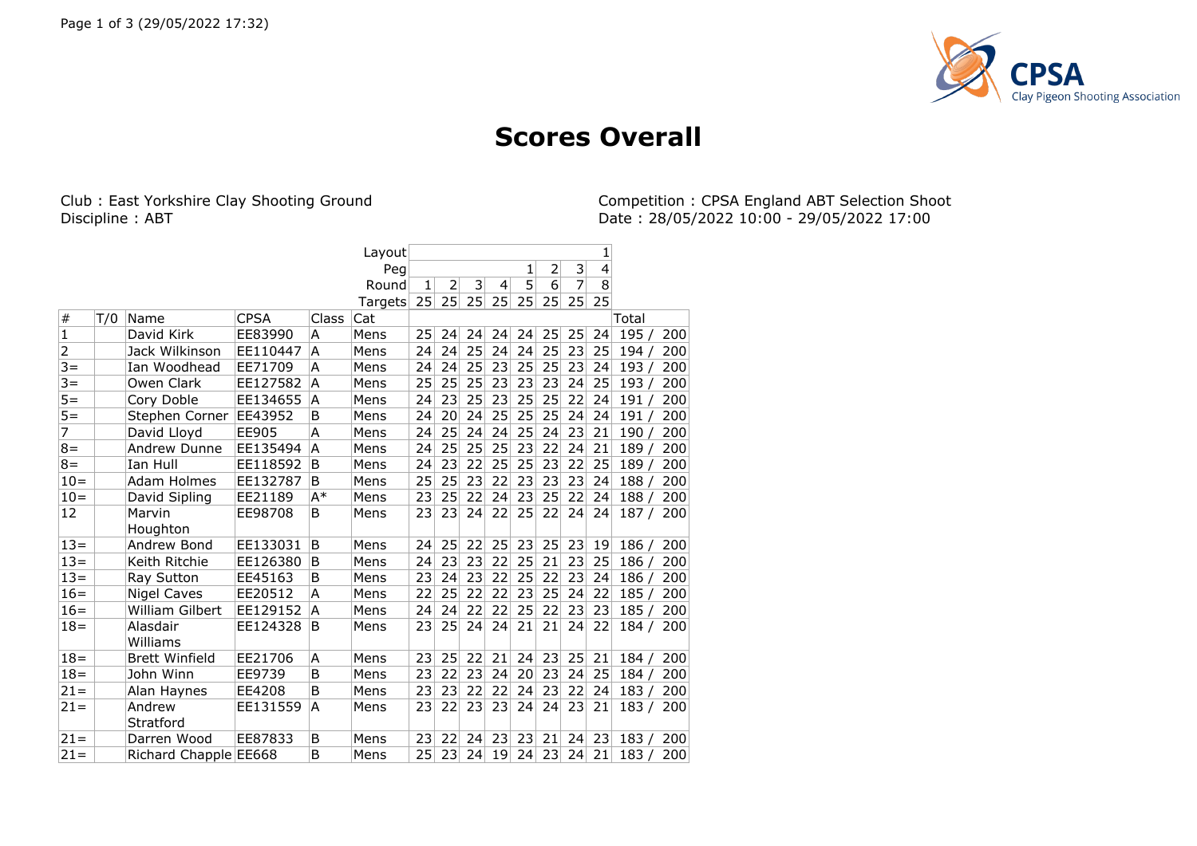# Scores Overall

Club : East Yorkshire Clay Shooting Ground
Discipline : ABT

Competition : CPSA England ABT Selection Shoot
Date : 28/05/2022 10:00 - 29/05/2022 17:00

| | | | | | | | | | | | | | | |
|---|---|---|---|---|---|---|---|---|---|---|---|---|---|---|
| | | | | | Layout | | | | | | | | 1 | |
| | | | | | Peg | | | | | 1 | 2 | 3 | 4 | |
| | | | | | Round | 1 | 2 | 3 | 4 | 5 | 6 | 7 | 8 | |
| | | | | | Targets | 25 | 25 | 25 | 25 | 25 | 25 | 25 | 25 | |
| # | T/0 | Name | CPSA | Class | Cat | | | | | | | | | Total |
| 1 | | David Kirk | EE83990 | A | Mens | 25 | 24 | 24 | 24 | 24 | 25 | 25 | 24 | 195 / 200 |
| 2 | | Jack Wilkinson | EE110447 | A | Mens | 24 | 24 | 25 | 24 | 24 | 25 | 23 | 25 | 194 / 200 |
| 3= | | Ian Woodhead | EE71709 | A | Mens | 24 | 24 | 25 | 23 | 25 | 25 | 23 | 24 | 193 / 200 |
| 3= | | Owen Clark | EE127582 | A | Mens | 25 | 25 | 25 | 23 | 23 | 23 | 24 | 25 | 193 / 200 |
| 5= | | Cory Doble | EE134655 | A | Mens | 24 | 23 | 25 | 23 | 25 | 25 | 22 | 24 | 191 / 200 |
| 5= | | Stephen Corner | EE43952 | B | Mens | 24 | 20 | 24 | 25 | 25 | 25 | 24 | 24 | 191 / 200 |
| 7 | | David Lloyd | EE905 | A | Mens | 24 | 25 | 24 | 24 | 25 | 24 | 23 | 21 | 190 / 200 |
| 8= | | Andrew Dunne | EE135494 | A | Mens | 24 | 25 | 25 | 25 | 23 | 22 | 24 | 21 | 189 / 200 |
| 8= | | Ian Hull | EE118592 | B | Mens | 24 | 23 | 22 | 25 | 25 | 23 | 22 | 25 | 189 / 200 |
| 10= | | Adam Holmes | EE132787 | B | Mens | 25 | 25 | 23 | 22 | 23 | 23 | 23 | 24 | 188 / 200 |
| 10= | | David Sipling | EE21189 | A* | Mens | 23 | 25 | 22 | 24 | 23 | 25 | 22 | 24 | 188 / 200 |
| 12 | | Marvin Houghton | EE98708 | B | Mens | 23 | 23 | 24 | 22 | 25 | 22 | 24 | 24 | 187 / 200 |
| 13= | | Andrew Bond | EE133031 | B | Mens | 24 | 25 | 22 | 25 | 23 | 25 | 23 | 19 | 186 / 200 |
| 13= | | Keith Ritchie | EE126380 | B | Mens | 24 | 23 | 23 | 22 | 25 | 21 | 23 | 25 | 186 / 200 |
| 13= | | Ray Sutton | EE45163 | B | Mens | 23 | 24 | 23 | 22 | 25 | 22 | 23 | 24 | 186 / 200 |
| 16= | | Nigel Caves | EE20512 | A | Mens | 22 | 25 | 22 | 22 | 23 | 25 | 24 | 22 | 185 / 200 |
| 16= | | William Gilbert | EE129152 | A | Mens | 24 | 24 | 22 | 22 | 25 | 22 | 23 | 23 | 185 / 200 |
| 18= | | Alasdair Williams | EE124328 | B | Mens | 23 | 25 | 24 | 24 | 21 | 21 | 24 | 22 | 184 / 200 |
| 18= | | Brett Winfield | EE21706 | A | Mens | 23 | 25 | 22 | 21 | 24 | 23 | 25 | 21 | 184 / 200 |
| 18= | | John Winn | EE9739 | B | Mens | 23 | 22 | 23 | 24 | 20 | 23 | 24 | 25 | 184 / 200 |
| 21= | | Alan Haynes | EE4208 | B | Mens | 23 | 23 | 22 | 22 | 24 | 23 | 22 | 24 | 183 / 200 |
| 21= | | Andrew Stratford | EE131559 | A | Mens | 23 | 22 | 23 | 23 | 24 | 24 | 23 | 21 | 183 / 200 |
| 21= | | Darren Wood | EE87833 | B | Mens | 23 | 22 | 24 | 23 | 23 | 21 | 24 | 23 | 183 / 200 |
| 21= | | Richard Chapple | EE668 | B | Mens | 25 | 23 | 24 | 19 | 24 | 23 | 24 | 21 | 183 / 200 |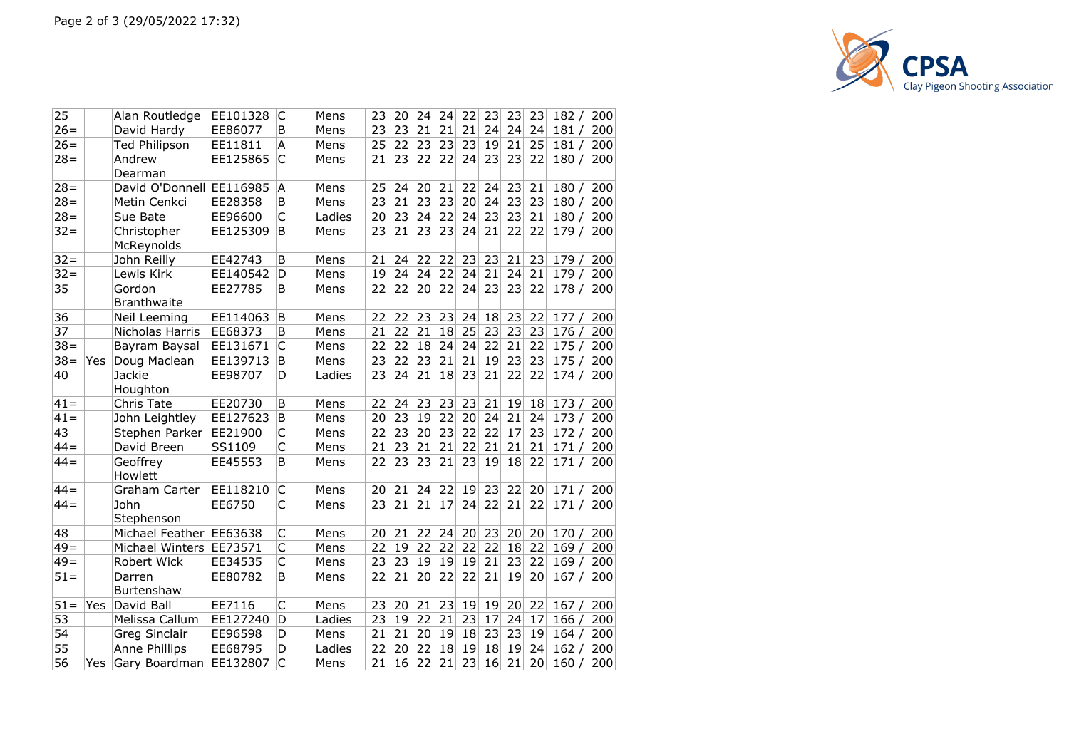| | | | | | | | | | | | | | | | |
|---|---|---|---|---|---|---|---|---|---|---|---|---|---|---|---|
| 25 | | Alan Routledge | EE101328 | C | Mens | 23 | 20 | 24 | 24 | 22 | 23 | 23 | 23 | 182 / | 200 |
| 26= | | David Hardy | EE86077 | B | Mens | 23 | 23 | 21 | 21 | 21 | 24 | 24 | 24 | 181 / | 200 |
| 26= | | Ted Philipson | EE11811 | A | Mens | 25 | 22 | 23 | 23 | 23 | 19 | 21 | 25 | 181 / | 200 |
| 28= | | Andrew Dearman | EE125865 | C | Mens | 21 | 23 | 22 | 22 | 24 | 23 | 23 | 22 | 180 / | 200 |
| 28= | | David O'Donnell | EE116985 | A | Mens | 25 | 24 | 20 | 21 | 22 | 24 | 23 | 21 | 180 / | 200 |
| 28= | | Metin Cenkci | EE28358 | B | Mens | 23 | 21 | 23 | 23 | 20 | 24 | 23 | 23 | 180 / | 200 |
| 28= | | Sue Bate | EE96600 | C | Ladies | 20 | 23 | 24 | 22 | 24 | 23 | 23 | 21 | 180 / | 200 |
| 32= | | Christopher McReynolds | EE125309 | B | Mens | 23 | 21 | 23 | 23 | 24 | 21 | 22 | 22 | 179 / | 200 |
| 32= | | John Reilly | EE42743 | B | Mens | 21 | 24 | 22 | 22 | 23 | 23 | 21 | 23 | 179 / | 200 |
| 32= | | Lewis Kirk | EE140542 | D | Mens | 19 | 24 | 24 | 22 | 24 | 21 | 24 | 21 | 179 / | 200 |
| 35 | | Gordon Branthwaite | EE27785 | B | Mens | 22 | 22 | 20 | 22 | 24 | 23 | 23 | 22 | 178 / | 200 |
| 36 | | Neil Leeming | EE114063 | B | Mens | 22 | 22 | 23 | 23 | 24 | 18 | 23 | 22 | 177 / | 200 |
| 37 | | Nicholas Harris | EE68373 | B | Mens | 21 | 22 | 21 | 18 | 25 | 23 | 23 | 23 | 176 / | 200 |
| 38= | | Bayram Baysal | EE131671 | C | Mens | 22 | 22 | 18 | 24 | 24 | 22 | 21 | 22 | 175 / | 200 |
| 38= | Yes | Doug Maclean | EE139713 | B | Mens | 23 | 22 | 23 | 21 | 21 | 19 | 23 | 23 | 175 / | 200 |
| 40 | | Jackie Houghton | EE98707 | D | Ladies | 23 | 24 | 21 | 18 | 23 | 21 | 22 | 22 | 174 / | 200 |
| 41= | | Chris Tate | EE20730 | B | Mens | 22 | 24 | 23 | 23 | 23 | 21 | 19 | 18 | 173 / | 200 |
| 41= | | John Leightley | EE127623 | B | Mens | 20 | 23 | 19 | 22 | 20 | 24 | 21 | 24 | 173 / | 200 |
| 43 | | Stephen Parker | EE21900 | C | Mens | 22 | 23 | 20 | 23 | 22 | 22 | 17 | 23 | 172 / | 200 |
| 44= | | David Breen | SS1109 | C | Mens | 21 | 23 | 21 | 21 | 22 | 21 | 21 | 21 | 171 / | 200 |
| 44= | | Geoffrey Howlett | EE45553 | B | Mens | 22 | 23 | 23 | 21 | 23 | 19 | 18 | 22 | 171 / | 200 |
| 44= | | Graham Carter | EE118210 | C | Mens | 20 | 21 | 24 | 22 | 19 | 23 | 22 | 20 | 171 / | 200 |
| 44= | | John Stephenson | EE6750 | C | Mens | 23 | 21 | 21 | 17 | 24 | 22 | 21 | 22 | 171 / | 200 |
| 48 | | Michael Feather | EE63638 | C | Mens | 20 | 21 | 22 | 24 | 20 | 23 | 20 | 20 | 170 / | 200 |
| 49= | | Michael Winters | EE73571 | C | Mens | 22 | 19 | 22 | 22 | 22 | 22 | 18 | 22 | 169 / | 200 |
| 49= | | Robert Wick | EE34535 | C | Mens | 23 | 23 | 19 | 19 | 19 | 21 | 23 | 22 | 169 / | 200 |
| 51= | | Darren Burtenshaw | EE80782 | B | Mens | 22 | 21 | 20 | 22 | 22 | 21 | 19 | 20 | 167 / | 200 |
| 51= | Yes | David Ball | EE7116 | C | Mens | 23 | 20 | 21 | 23 | 19 | 19 | 20 | 22 | 167 / | 200 |
| 53 | | Melissa Callum | EE127240 | D | Ladies | 23 | 19 | 22 | 21 | 23 | 17 | 24 | 17 | 166 / | 200 |
| 54 | | Greg Sinclair | EE96598 | D | Mens | 21 | 21 | 20 | 19 | 18 | 23 | 23 | 19 | 164 / | 200 |
| 55 | | Anne Phillips | EE68795 | D | Ladies | 22 | 20 | 22 | 18 | 19 | 18 | 19 | 24 | 162 / | 200 |
| 56 | Yes | Gary Boardman | EE132807 | C | Mens | 21 | 16 | 22 | 21 | 23 | 16 | 21 | 20 | 160 / | 200 |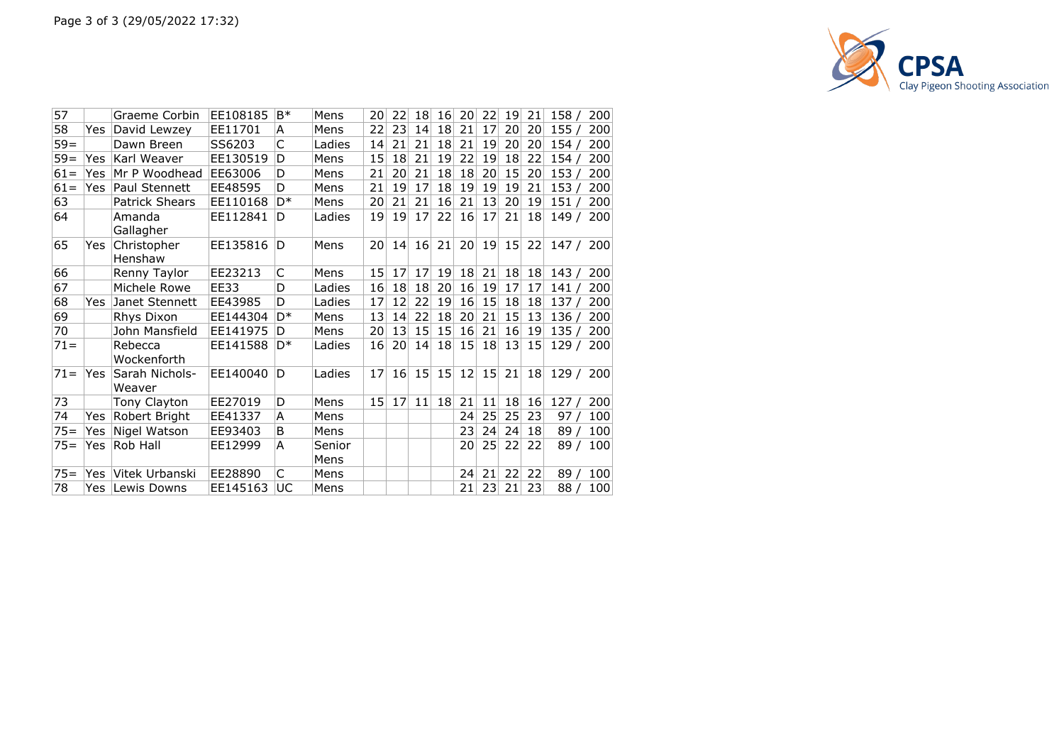| | | | | | | | | | | | | | | | |
|---|---|---|---|---|---|---|---|---|---|---|---|---|---|---|---|
| 57 | | Graeme Corbin | EE108185 | B* | Mens | 20 | 22 | 18 | 16 | 20 | 22 | 19 | 21 | 158 / | 200 |
| 58 | Yes | David Lewzey | EE11701 | A | Mens | 22 | 23 | 14 | 18 | 21 | 17 | 20 | 20 | 155 / | 200 |
| 59= | | Dawn Breen | SS6203 | C | Ladies | 14 | 21 | 21 | 18 | 21 | 19 | 20 | 20 | 154 / | 200 |
| 59= | Yes | Karl Weaver | EE130519 | D | Mens | 15 | 18 | 21 | 19 | 22 | 19 | 18 | 22 | 154 / | 200 |
| 61= | Yes | Mr P Woodhead | EE63006 | D | Mens | 21 | 20 | 21 | 18 | 18 | 20 | 15 | 20 | 153 / | 200 |
| 61= | Yes | Paul Stennett | EE48595 | D | Mens | 21 | 19 | 17 | 18 | 19 | 19 | 19 | 21 | 153 / | 200 |
| 63 | | Patrick Shears | EE110168 | D* | Mens | 20 | 21 | 21 | 16 | 21 | 13 | 20 | 19 | 151 / | 200 |
| 64 | | Amanda Gallagher | EE112841 | D | Ladies | 19 | 19 | 17 | 22 | 16 | 17 | 21 | 18 | 149 / | 200 |
| 65 | Yes | Christopher Henshaw | EE135816 | D | Mens | 20 | 14 | 16 | 21 | 20 | 19 | 15 | 22 | 147 / | 200 |
| 66 | | Renny Taylor | EE23213 | C | Mens | 15 | 17 | 17 | 19 | 18 | 21 | 18 | 18 | 143 / | 200 |
| 67 | | Michele Rowe | EE33 | D | Ladies | 16 | 18 | 18 | 20 | 16 | 19 | 17 | 17 | 141 / | 200 |
| 68 | Yes | Janet Stennett | EE43985 | D | Ladies | 17 | 12 | 22 | 19 | 16 | 15 | 18 | 18 | 137 / | 200 |
| 69 | | Rhys Dixon | EE144304 | D* | Mens | 13 | 14 | 22 | 18 | 20 | 21 | 15 | 13 | 136 / | 200 |
| 70 | | John Mansfield | EE141975 | D | Mens | 20 | 13 | 15 | 15 | 16 | 21 | 16 | 19 | 135 / | 200 |
| 71= | | Rebecca Wockenforth | EE141588 | D* | Ladies | 16 | 20 | 14 | 18 | 15 | 18 | 13 | 15 | 129 / | 200 |
| 71= | Yes | Sarah Nichols-Weaver | EE140040 | D | Ladies | 17 | 16 | 15 | 15 | 12 | 15 | 21 | 18 | 129 / | 200 |
| 73 | | Tony Clayton | EE27019 | D | Mens | 15 | 17 | 11 | 18 | 21 | 11 | 18 | 16 | 127 / | 200 |
| 74 | Yes | Robert Bright | EE41337 | A | Mens | | | | | 24 | 25 | 25 | 23 | 97 / | 100 |
| 75= | Yes | Nigel Watson | EE93403 | B | Mens | | | | | 23 | 24 | 24 | 18 | 89 / | 100 |
| 75= | Yes | Rob Hall | EE12999 | A | Senior Mens | | | | | 20 | 25 | 22 | 22 | 89 / | 100 |
| 75= | Yes | Vitek Urbanski | EE28890 | C | Mens | | | | | 24 | 21 | 22 | 22 | 89 / | 100 |
| 78 | Yes | Lewis Downs | EE145163 | UC | Mens | | | | | 21 | 23 | 21 | 23 | 88 / | 100 |